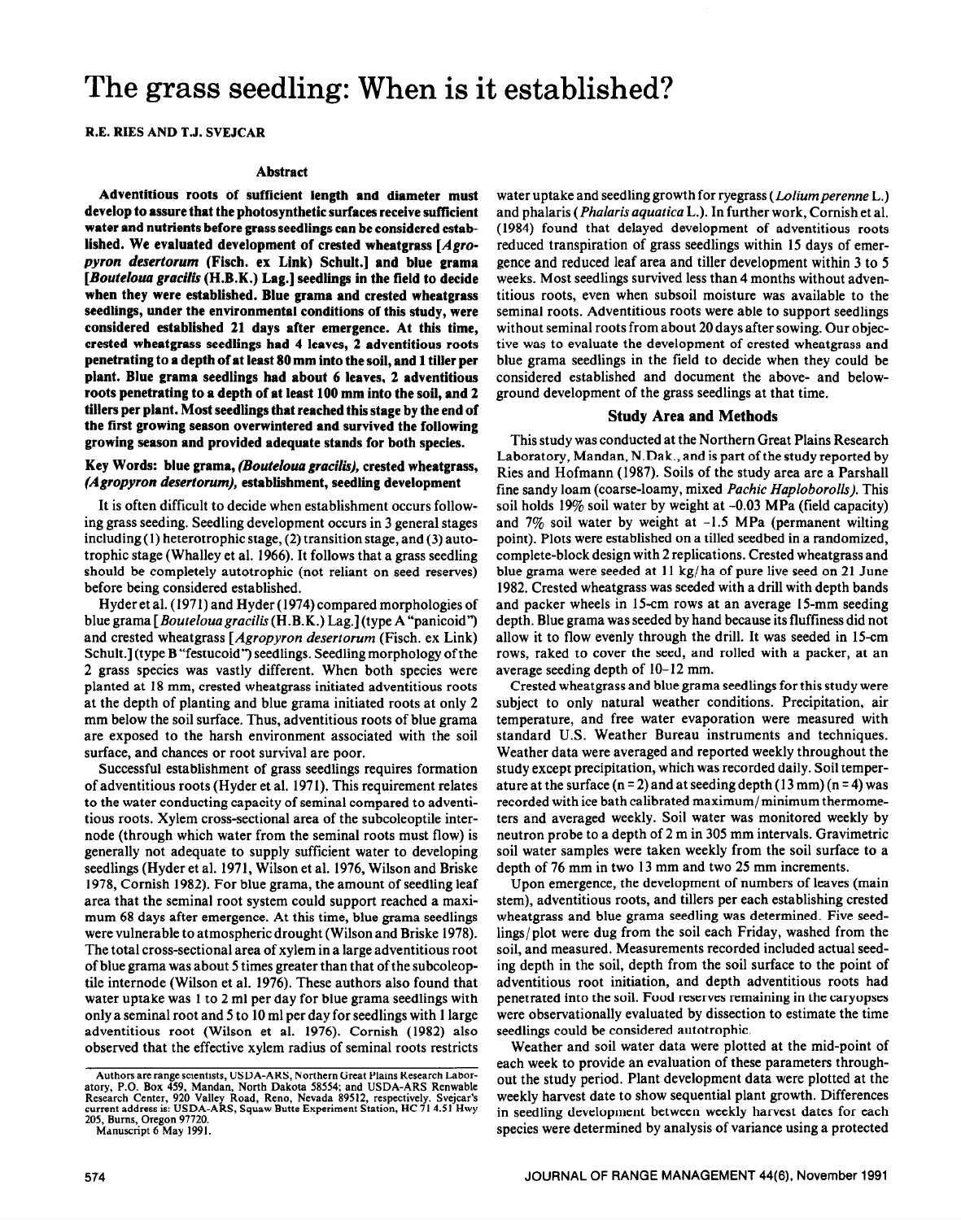# The grass seedling: When is it established?

**R.E. RIES AND T.J. SVEJCAR**

## Abstract

**Adventitious roots of sufficient length and diameter must develop to assure that the photosynthetic surfaces receive sufficient water and nutrients before grass seedlings can be considered established. We evaluated development of crested wheatgrass [*Agropyron desertorum* (Fisch. ex Link) Schult.] and blue grama [*Bouteloua gracilis* (H.B.K.) Lag.] seedlings in the field to decide when they were established. Blue grama and crested wheatgrass seedlings, under the environmental conditions of this study, were considered established 21 days after emergence. At this time, crested wheatgrass seedlings had 4 leaves, 2 adventitious roots penetrating to a depth of at least 80 mm into the soil, and 1 tiller per plant. Blue grama seedlings had about 6 leaves, 2 adventitious roots penetrating to a depth of at least 100 mm into the soil, and 2 tillers per plant. Most seedlings that reached this stage by the end of the first growing season overwintered and survived the following growing season and provided adequate stands for both species.**

**Key Words: blue grama, *(Bouteloua gracilis)*, crested wheatgrass, *(Agropyron desertorum)*, establishment, seedling development**

It is often difficult to decide when establishment occurs following grass seeding. Seedling development occurs in 3 general stages including (1) heterotrophic stage, (2) transition stage, and (3) autotrophic stage (Whalley et al. 1966). It follows that a grass seedling should be completely autotrophic (not reliant on seed reserves) before being considered established.

Hyder et al. (1971) and Hyder (1974) compared morphologies of blue grama [*Bouteloua gracilis* (H.B.K.) Lag.] (type A "panicoid") and crested wheatgrass [*Agropyron desertorum* (Fisch. ex Link) Schult.] (type B "festucoid") seedlings. Seedling morphology of the 2 grass species was vastly different. When both species were planted at 18 mm, crested wheatgrass initiated adventitious roots at the depth of planting and blue grama initiated roots at only 2 mm below the soil surface. Thus, adventitious roots of blue grama are exposed to the harsh environment associated with the soil surface, and chances or root survival are poor.

Successful establishment of grass seedlings requires formation of adventitious roots (Hyder et al. 1971). This requirement relates to the water conducting capacity of seminal compared to adventitious roots. Xylem cross-sectional area of the subcoleoptile internode (through which water from the seminal roots must flow) is generally not adequate to supply sufficient water to developing seedlings (Hyder et al. 1971, Wilson et al. 1976, Wilson and Briske 1978, Cornish 1982). For blue grama, the amount of seedling leaf area that the seminal root system could support reached a maximum 68 days after emergence. At this time, blue grama seedlings were vulnerable to atmospheric drought (Wilson and Briske 1978). The total cross-sectional area of xylem in a large adventitious root of blue grama was about 5 times greater than that of the subcoleoptile internode (Wilson et al. 1976). These authors also found that water uptake was 1 to 2 ml per day for blue grama seedlings with only a seminal root and 5 to 10 ml per day for seedlings with 1 large adventitious root (Wilson et al. 1976). Cornish (1982) also observed that the effective xylem radius of seminal roots restricts water uptake and seedling growth for ryegrass (*Lolium perenne* L.) and phalaris (*Phalaris aquatica* L.). In further work, Cornish et al. (1984) found that delayed development of adventitious roots reduced transpiration of grass seedlings within 15 days of emergence and reduced leaf area and tiller development within 3 to 5 weeks. Most seedlings survived less than 4 months without adventitious roots, even when subsoil moisture was available to the seminal roots. Adventitious roots were able to support seedlings without seminal roots from about 20 days after sowing. Our objective was to evaluate the development of crested wheatgrass and blue grama seedlings in the field to decide when they could be considered established and document the above- and belowground development of the grass seedlings at that time.

## Study Area and Methods

This study was conducted at the Northern Great Plains Research Laboratory, Mandan, N.Dak., and is part of the study reported by Ries and Hofmann (1987). Soils of the study area are a Parshall fine sandy loam (coarse-loamy, mixed *Pachic Haploborolls*). This soil holds 19% soil water by weight at -0.03 MPa (field capacity) and 7% soil water by weight at -1.5 MPa (permanent wilting point). Plots were established on a tilled seedbed in a randomized, complete-block design with 2 replications. Crested wheatgrass and blue grama were seeded at 11 kg/ha of pure live seed on 21 June 1982. Crested wheatgrass was seeded with a drill with depth bands and packer wheels in 15-cm rows at an average 15-mm seeding depth. Blue grama was seeded by hand because its fluffiness did not allow it to flow evenly through the drill. It was seeded in 15-cm rows, raked to cover the seed, and rolled with a packer, at an average seeding depth of 10–12 mm.

Crested wheatgrass and blue grama seedlings for this study were subject to only natural weather conditions. Precipitation, air temperature, and free water evaporation were measured with standard U.S. Weather Bureau instruments and techniques. Weather data were averaged and reported weekly throughout the study except precipitation, which was recorded daily. Soil temperature at the surface (n = 2) and at seeding depth (13 mm) (n = 4) was recorded with ice bath calibrated maximum/minimum thermometers and averaged weekly. Soil water was monitored weekly by neutron probe to a depth of 2 m in 305 mm intervals. Gravimetric soil water samples were taken weekly from the soil surface to a depth of 76 mm in two 13 mm and two 25 mm increments.

Upon emergence, the development of numbers of leaves (main stem), adventitious roots, and tillers per each establishing crested wheatgrass and blue grama seedling was determined. Five seedlings/plot were dug from the soil each Friday, washed from the soil, and measured. Measurements recorded included actual seeding depth in the soil, depth from the soil surface to the point of adventitious root initiation, and depth adventitious roots had penetrated into the soil. Food reserves remaining in the caryopses were observationally evaluated by dissection to estimate the time seedlings could be considered autotrophic.

Weather and soil water data were plotted at the mid-point of each week to provide an evaluation of these parameters throughout the study period. Plant development data were plotted at the weekly harvest date to show sequential plant growth. Differences in seedling development between weekly harvest dates for each species were determined by analysis of variance using a protected

Authors are range scientists, USDA-ARS, Northern Great Plains Research Laboratory, P.O. Box 459, Mandan, North Dakota 58554; and USDA-ARS Renewable Research Center, 920 Valley Road, Reno, Nevada 89512, respectively. Svejcar's current address is: USDA-ARS, Squaw Butte Experiment Station, HC 71 4.51 Hwy 205, Burns, Oregon 97720.

Manuscript 6 May 1991.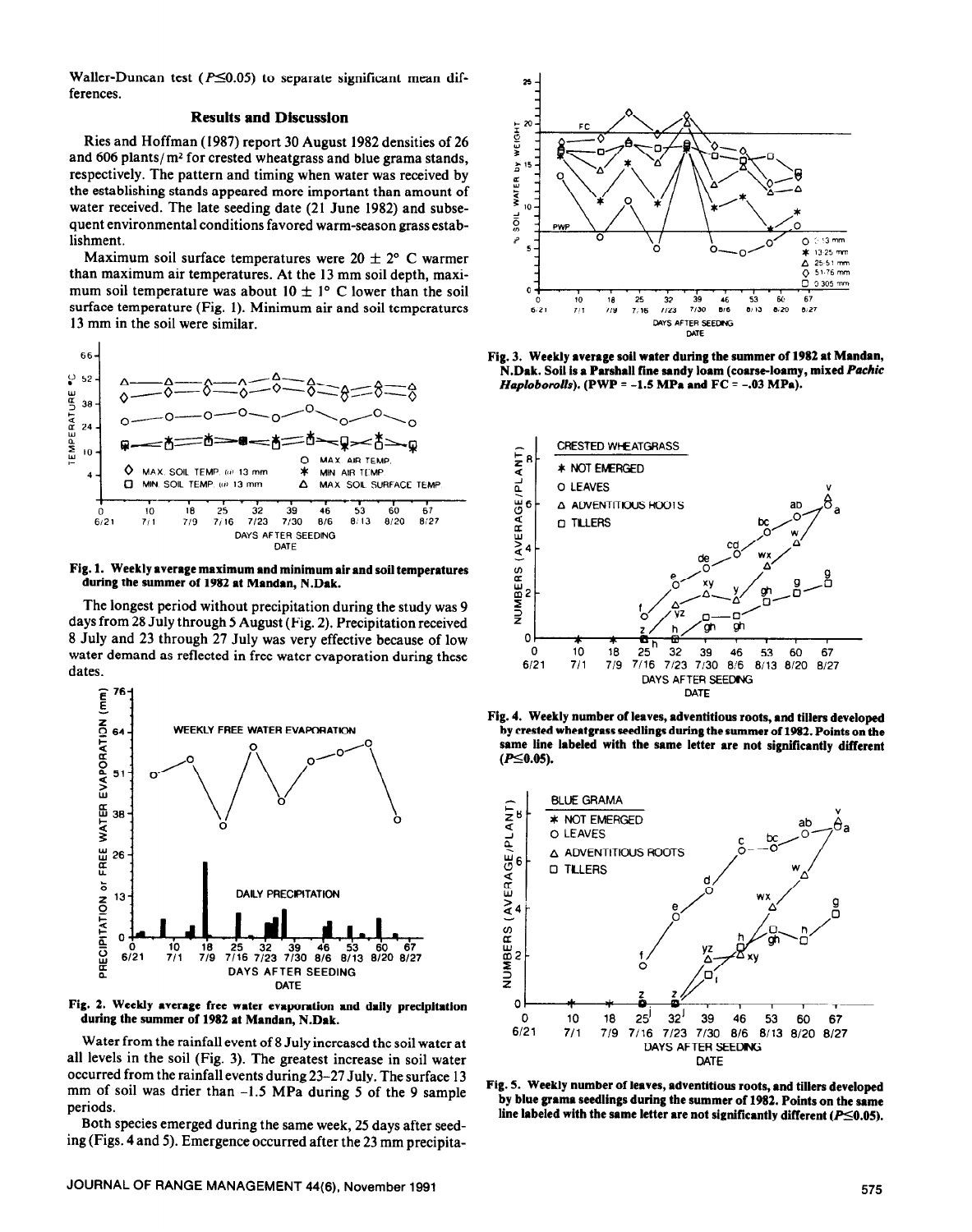Waller-Duncan test ($P \leq 0.05$) to separate significant mean differences.

## Results and Discussion

Ries and Hoffman (1987) report 30 August 1982 densities of 26 and 606 plants/m² for crested wheatgrass and blue grama stands, respectively. The pattern and timing when water was received by the establishing stands appeared more important than amount of water received. The late seeding date (21 June 1982) and subsequent environmental conditions favored warm-season grass establishment.

Maximum soil surface temperatures were $20 \pm 2°$ C warmer than maximum air temperatures. At the 13 mm soil depth, maximum soil temperature was about $10 \pm 1°$ C lower than the soil surface temperature (Fig. 1). Minimum air and soil temperatures 13 mm in the soil were similar.

**Fig. 1. Weekly average maximum and minimum air and soil temperatures during the summer of 1982 at Mandan, N.Dak.**

The longest period without precipitation during the study was 9 days from 28 July through 5 August (Fig. 2). Precipitation received 8 July and 23 through 27 July was very effective because of low water demand as reflected in free water evaporation during these dates.

**Fig. 2. Weekly average free water evaporation and daily precipitation during the summer of 1982 at Mandan, N.Dak.**

Water from the rainfall event of 8 July increased the soil water at all levels in the soil (Fig. 3). The greatest increase in soil water occurred from the rainfall events during 23–27 July. The surface 13 mm of soil was drier than −1.5 MPa during 5 of the 9 sample periods.

Both species emerged during the same week, 25 days after seeding (Figs. 4 and 5). Emergence occurred after the 23 mm precipita-

**Fig. 3. Weekly average soil water during the summer of 1982 at Mandan, N.Dak. Soil is a Parshall fine sandy loam (coarse-loamy, mixed *Pachic Haploborolls*). (PWP = −1.5 MPa and FC = −.03 MPa).**

**Fig. 4. Weekly number of leaves, adventitious roots, and tillers developed by crested wheatgrass seedlings during the summer of 1982. Points on the same line labeled with the same letter are not significantly different ($P \leq 0.05$).**

**Fig. 5. Weekly number of leaves, adventitious roots, and tillers developed by blue grama seedlings during the summer of 1982. Points on the same line labeled with the same letter are not significantly different ($P \leq 0.05$).**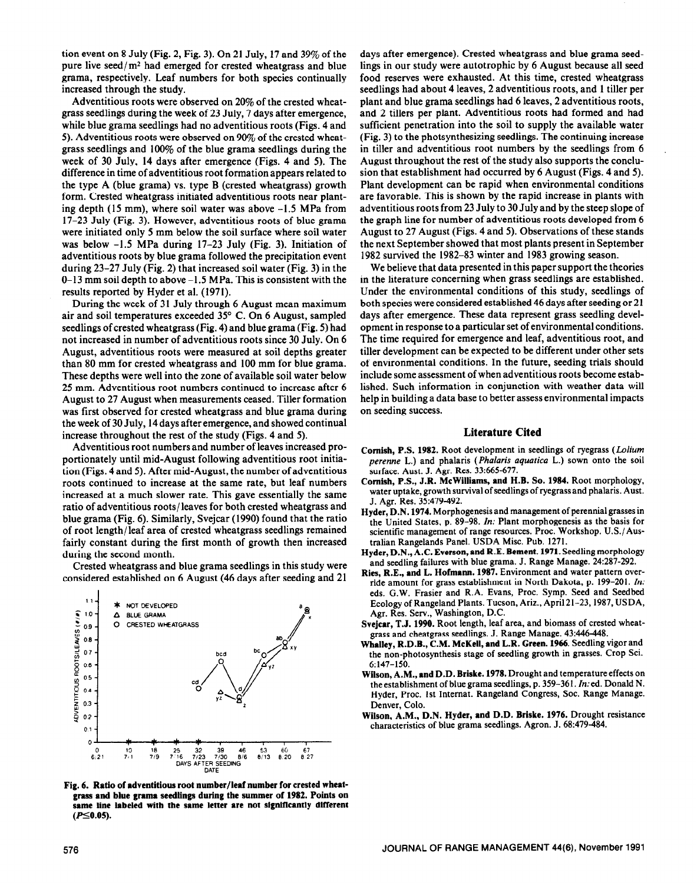tion event on 8 July (Fig. 2, Fig. 3). On 21 July, 17 and 39% of the pure live seed/m² had emerged for crested wheatgrass and blue grama, respectively. Leaf numbers for both species continually increased through the study.

Adventitious roots were observed on 20% of the crested wheatgrass seedlings during the week of 23 July, 7 days after emergence, while blue grama seedlings had no adventitious roots (Figs. 4 and 5). Adventitious roots were observed on 90% of the crested wheatgrass seedlings and 100% of the blue grama seedlings during the week of 30 July, 14 days after emergence (Figs. 4 and 5). The difference in time of adventitious root formation appears related to the type A (blue grama) vs. type B (crested wheatgrass) growth form. Crested wheatgrass initiated adventitious roots near planting depth (15 mm), where soil water was above -1.5 MPa from 17-23 July (Fig. 3). However, adventitious roots of blue grama were initiated only 5 mm below the soil surface where soil water was below -1.5 MPa during 17-23 July (Fig. 3). Initiation of adventitious roots by blue grama followed the precipitation event during 23-27 July (Fig. 2) that increased soil water (Fig. 3) in the 0-13 mm soil depth to above -1.5 MPa. This is consistent with the results reported by Hyder et al. (1971).

During the week of 31 July through 6 August mean maximum air and soil temperatures exceeded 35° C. On 6 August, sampled seedlings of crested wheatgrass (Fig. 4) and blue grama (Fig. 5) had not increased in number of adventitious roots since 30 July. On 6 August, adventitious roots were measured at soil depths greater than 80 mm for crested wheatgrass and 100 mm for blue grama. These depths were well into the zone of available soil water below 25 mm. Adventitious root numbers continued to increase after 6 August to 27 August when measurements ceased. Tiller formation was first observed for crested wheatgrass and blue grama during the week of 30 July, 14 days after emergence, and showed continual increase throughout the rest of the study (Figs. 4 and 5).

Adventitious root numbers and number of leaves increased proportionately until mid-August following adventitious root initiation (Figs. 4 and 5). After mid-August, the number of adventitious roots continued to increase at the same rate, but leaf numbers increased at a much slower rate. This gave essentially the same ratio of adventitious roots/leaves for both crested wheatgrass and blue grama (Fig. 6). Similarly, Svejcar (1990) found that the ratio of root length/leaf area of crested wheatgrass seedlings remained fairly constant during the first month of growth then increased during the second month.

Crested wheatgrass and blue grama seedlings in this study were considered established on 6 August (46 days after seeding and 21 days after emergence). Crested wheatgrass and blue grama seedlings in our study were autotrophic by 6 August because all seed food reserves were exhausted. At this time, crested wheatgrass seedlings had about 4 leaves, 2 adventitious roots, and 1 tiller per plant and blue grama seedlings had 6 leaves, 2 adventitious roots, and 2 tillers per plant. Adventitious roots had formed and had sufficient penetration into the soil to supply the available water (Fig. 3) to the photsynthesizing seedlings. The continuing increase in tiller and adventitious root numbers by the seedlings from 6 August throughout the rest of the study also supports the conclusion that establishment had occurred by 6 August (Figs. 4 and 5). Plant development can be rapid when environmental conditions are favorable. This is shown by the rapid increase in plants with adventitious roots from 23 July to 30 July and by the steep slope of the graph line for number of adventitious roots developed from 6 August to 27 August (Figs. 4 and 5). Observations of these stands the next September showed that most plants present in September 1982 survived the 1982-83 winter and 1983 growing season.

We believe that data presented in this paper support the theories in the literature concerning when grass seedlings are established. Under the environmental conditions of this study, seedlings of both species were considered established 46 days after seeding or 21 days after emergence. These data represent grass seedling development in response to a particular set of environmental conditions. The time required for emergence and leaf, adventitious root, and tiller development can be expected to be different under other sets of environmental conditions. In the future, seeding trials should include some assessment of when adventitious roots become established. Such information in conjunction with weather data will help in building a data base to better assess environmental impacts on seeding success.

* NOT DEVELOPED
Δ BLUE GRAMA
O CRESTED WHEATGRASS

ADVENTITIOUS ROOTS/LEAVES (#/#)

1.1, 1.0, 0.9, 0.8, 0.7, 0.6, 0.5, 0.4, 0.3, 0.2, 0.1, 0

DAYS AFTER SEEDING: 0, 10, 18, 25, 32, 39, 46, 53, 60, 67

DATE: 6/21, 7/1, 7/9, 7/16, 7/23, 7/30, 8/6, 8/13, 8/20, 8/27

cd, bcd, d, bc, ab, a, yz, z, yz, xy, x

**Fig. 6. Ratio of adventitious root number/leaf number for crested wheatgrass and blue grama seedlings during the summer of 1982. Points on same line labeled with the same letter are not significantly different ($P \leq 0.05$).**

## Literature Cited

**Cornish, P.S. 1982.** Root development in seedlings of ryegrass (*Lolium perenne* L.) and phalaris (*Phalaris aquatica* L.) sown onto the soil surface. Aust. J. Agr. Res. 33:665-677.

**Cornish, P.S., J.R. McWilliams, and H.B. So. 1984.** Root morphology, water uptake, growth survival of seedlings of ryegrass and phalaris. Aust. J. Agr. Res. 35:479-492.

**Hyder, D.N. 1974.** Morphogenesis and management of perennial grasses in the United States, p. 89-98. *In:* Plant morphogenesis as the basis for scientific management of range resources. Proc. Workshop. U.S./Australian Rangelands Panel. USDA Misc. Pub. 1271.

**Hyder, D.N., A.C. Everson, and R.E. Bement. 1971.** Seedling morphology and seedling failures with blue grama. J. Range Manage. 24:287-292.

**Ries, R.E., and L. Hofmann. 1987.** Environment and water pattern override amount for grass establishment in North Dakota, p. 199-201. *In:* eds. G.W. Frasier and R.A. Evans, Proc. Symp. Seed and Seedbed Ecology of Rangeland Plants. Tucson, Ariz., April 21-23, 1987, USDA, Agr. Res. Serv., Washington, D.C.

**Svejcar, T.J. 1990.** Root length, leaf area, and biomass of crested wheatgrass and cheatgrass seedlings. J. Range Manage. 43:446-448.

**Whalley, R.D.B., C.M. McKell, and L.R. Green. 1966.** Seedling vigor and the non-photosynthesis stage of seedling growth in grasses. Crop Sci. 6:147-150.

**Wilson, A.M., and D.D. Briske. 1978.** Drought and temperature effects on the establishment of blue grama seedlings, p. 359-361. *In:* ed. Donald N. Hyder, Proc. 1st Internat. Rangeland Congress, Soc. Range Manage. Denver, Colo.

**Wilson, A.M., D.N. Hyder, and D.D. Briske. 1976.** Drought resistance characteristics of blue grama seedlings. Agron. J. 68:479-484.